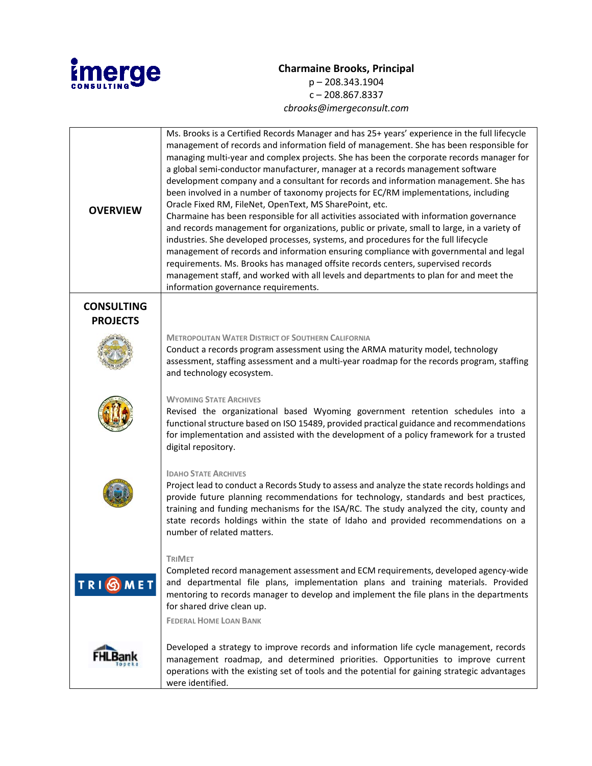**Charmaine Brooks, Principal**
p – 208.343.1904
c – 208.867.8337
*cbrooks@imergeconsult.com*

## OVERVIEW

Ms. Brooks is a Certified Records Manager and has 25+ years' experience in the full lifecycle management of records and information field of management. She has been responsible for managing multi-year and complex projects. She has been the corporate records manager for a global semi-conductor manufacturer, manager at a records management software development company and a consultant for records and information management. She has been involved in a number of taxonomy projects for EC/RM implementations, including Oracle Fixed RM, FileNet, OpenText, MS SharePoint, etc.
Charmaine has been responsible for all activities associated with information governance and records management for organizations, public or private, small to large, in a variety of industries. She developed processes, systems, and procedures for the full lifecycle management of records and information ensuring compliance with governmental and legal requirements. Ms. Brooks has managed offsite records centers, supervised records management staff, and worked with all levels and departments to plan for and meet the information governance requirements.

## CONSULTING PROJECTS

**METROPOLITAN WATER DISTRICT OF SOUTHERN CALIFORNIA**
Conduct a records program assessment using the ARMA maturity model, technology assessment, staffing assessment and a multi-year roadmap for the records program, staffing and technology ecosystem.

**WYOMING STATE ARCHIVES**
Revised the organizational based Wyoming government retention schedules into a functional structure based on ISO 15489, provided practical guidance and recommendations for implementation and assisted with the development of a policy framework for a trusted digital repository.

**IDAHO STATE ARCHIVES**
Project lead to conduct a Records Study to assess and analyze the state records holdings and provide future planning recommendations for technology, standards and best practices, training and funding mechanisms for the ISA/RC. The study analyzed the city, county and state records holdings within the state of Idaho and provided recommendations on a number of related matters.

**TRIMET**
Completed record management assessment and ECM requirements, developed agency-wide and departmental file plans, implementation plans and training materials. Provided mentoring to records manager to develop and implement the file plans in the departments for shared drive clean up.

**FEDERAL HOME LOAN BANK**
Developed a strategy to improve records and information life cycle management, records management roadmap, and determined priorities. Opportunities to improve current operations with the existing set of tools and the potential for gaining strategic advantages were identified.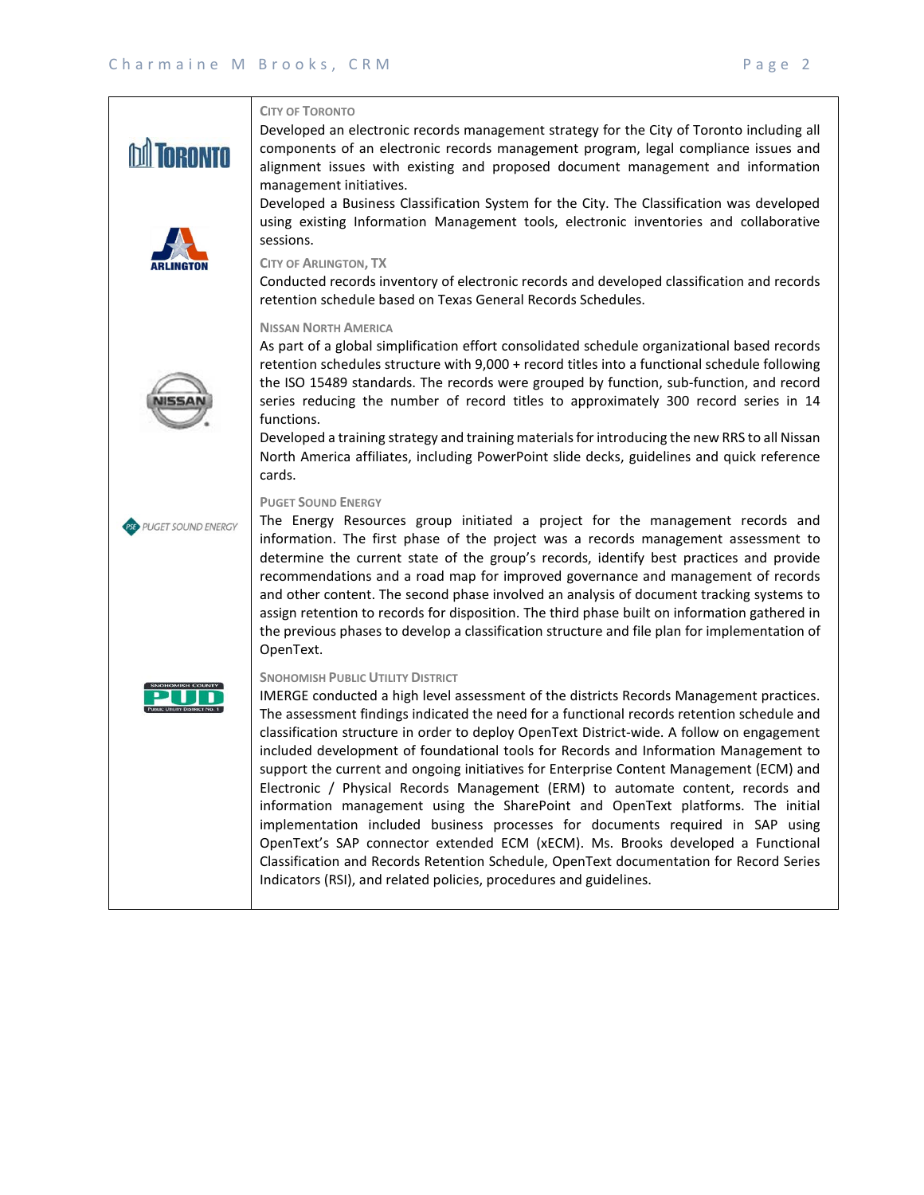### City of Toronto

Developed an electronic records management strategy for the City of Toronto including all components of an electronic records management program, legal compliance issues and alignment issues with existing and proposed document management and information management initiatives.

Developed a Business Classification System for the City. The Classification was developed using existing Information Management tools, electronic inventories and collaborative sessions.

### City of Arlington, TX

Conducted records inventory of electronic records and developed classification and records retention schedule based on Texas General Records Schedules.

### Nissan North America

As part of a global simplification effort consolidated schedule organizational based records retention schedules structure with 9,000 + record titles into a functional schedule following the ISO 15489 standards. The records were grouped by function, sub-function, and record series reducing the number of record titles to approximately 300 record series in 14 functions.

Developed a training strategy and training materials for introducing the new RRS to all Nissan North America affiliates, including PowerPoint slide decks, guidelines and quick reference cards.

### Puget Sound Energy

The Energy Resources group initiated a project for the management records and information. The first phase of the project was a records management assessment to determine the current state of the group's records, identify best practices and provide recommendations and a road map for improved governance and management of records and other content. The second phase involved an analysis of document tracking systems to assign retention to records for disposition. The third phase built on information gathered in the previous phases to develop a classification structure and file plan for implementation of OpenText.

### Snohomish Public Utility District

IMERGE conducted a high level assessment of the districts Records Management practices. The assessment findings indicated the need for a functional records retention schedule and classification structure in order to deploy OpenText District-wide. A follow on engagement included development of foundational tools for Records and Information Management to support the current and ongoing initiatives for Enterprise Content Management (ECM) and Electronic / Physical Records Management (ERM) to automate content, records and information management using the SharePoint and OpenText platforms. The initial implementation included business processes for documents required in SAP using OpenText's SAP connector extended ECM (xECM). Ms. Brooks developed a Functional Classification and Records Retention Schedule, OpenText documentation for Record Series Indicators (RSI), and related policies, procedures and guidelines.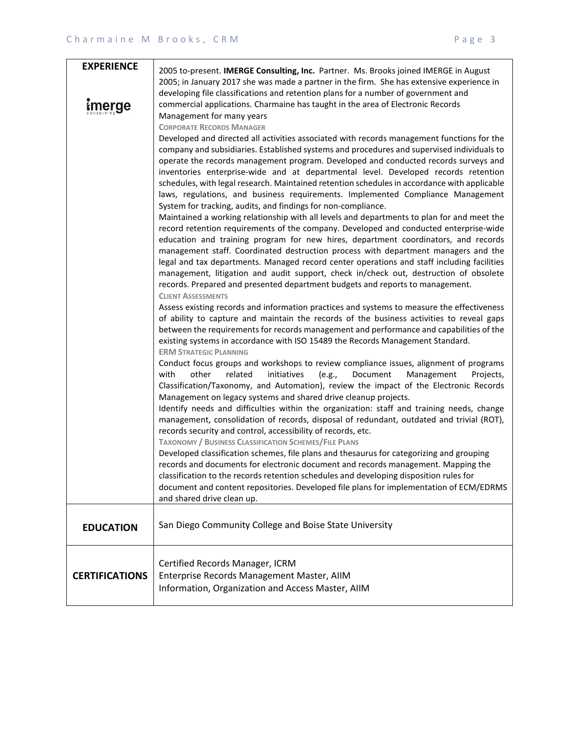## EXPERIENCE

2005 to-present. **IMERGE Consulting, Inc.** Partner. Ms. Brooks joined IMERGE in August 2005; in January 2017 she was made a partner in the firm. She has extensive experience in developing file classifications and retention plans for a number of government and commercial applications. Charmaine has taught in the area of Electronic Records Management for many years

**CORPORATE RECORDS MANAGER**

Developed and directed all activities associated with records management functions for the company and subsidiaries. Established systems and procedures and supervised individuals to operate the records management program. Developed and conducted records surveys and inventories enterprise-wide and at departmental level. Developed records retention schedules, with legal research. Maintained retention schedules in accordance with applicable laws, regulations, and business requirements. Implemented Compliance Management System for tracking, audits, and findings for non-compliance.

Maintained a working relationship with all levels and departments to plan for and meet the record retention requirements of the company. Developed and conducted enterprise-wide education and training program for new hires, department coordinators, and records management staff. Coordinated destruction process with department managers and the legal and tax departments. Managed record center operations and staff including facilities management, litigation and audit support, check in/check out, destruction of obsolete records. Prepared and presented department budgets and reports to management.

**CLIENT ASSESSMENTS**

Assess existing records and information practices and systems to measure the effectiveness of ability to capture and maintain the records of the business activities to reveal gaps between the requirements for records management and performance and capabilities of the existing systems in accordance with ISO 15489 the Records Management Standard.

**ERM STRATEGIC PLANNING**

Conduct focus groups and workshops to review compliance issues, alignment of programs with other related initiatives (e.g., Document Management Projects, Classification/Taxonomy, and Automation), review the impact of the Electronic Records Management on legacy systems and shared drive cleanup projects.

Identify needs and difficulties within the organization: staff and training needs, change management, consolidation of records, disposal of redundant, outdated and trivial (ROT), records security and control, accessibility of records, etc.

**TAXONOMY / BUSINESS CLASSIFICATION SCHEMES/FILE PLANS**

Developed classification schemes, file plans and thesaurus for categorizing and grouping records and documents for electronic document and records management. Mapping the classification to the records retention schedules and developing disposition rules for document and content repositories. Developed file plans for implementation of ECM/EDRMS and shared drive clean up.

## EDUCATION

San Diego Community College and Boise State University

## CERTIFICATIONS

Certified Records Manager, ICRM
Enterprise Records Management Master, AIIM
Information, Organization and Access Master, AIIM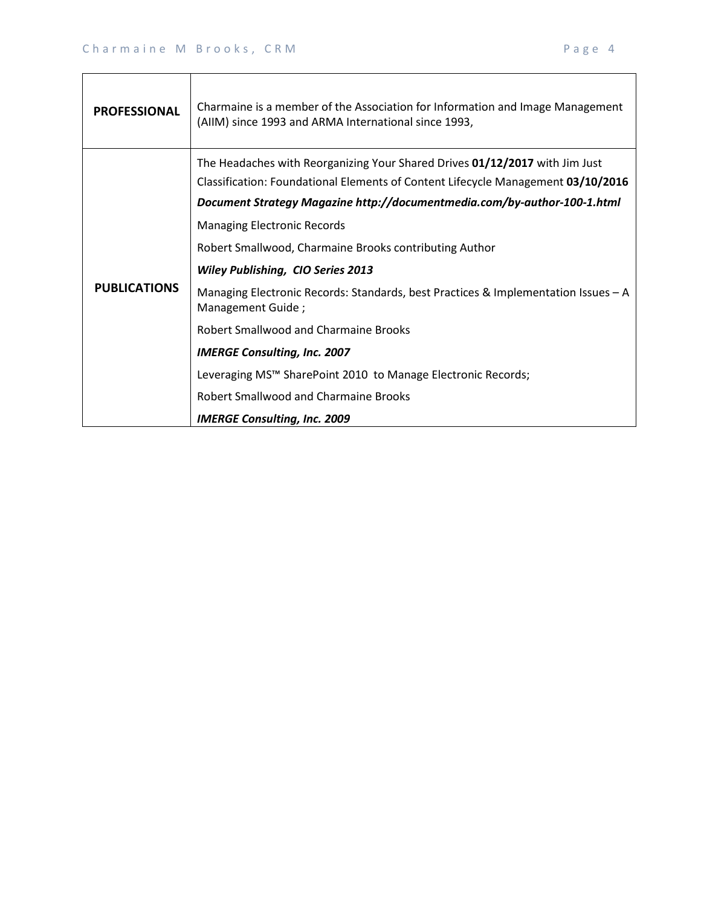| | |
|---|---|
| **PROFESSIONAL** | Charmaine is a member of the Association for Information and Image Management (AIIM) since 1993 and ARMA International since 1993, |
| **PUBLICATIONS** | The Headaches with Reorganizing Your Shared Drives **01/12/2017** with Jim Just<br>Classification: Foundational Elements of Content Lifecycle Management **03/10/2016**<br>***Document Strategy Magazine http://documentmedia.com/by-author-100-1.html***<br>Managing Electronic Records<br>Robert Smallwood, Charmaine Brooks contributing Author<br>***Wiley Publishing, CIO Series 2013***<br>Managing Electronic Records: Standards, best Practices & Implementation Issues – A Management Guide ;<br>Robert Smallwood and Charmaine Brooks<br>***IMERGE Consulting, Inc. 2007***<br>Leveraging MS™ SharePoint 2010 to Manage Electronic Records;<br>Robert Smallwood and Charmaine Brooks<br>***IMERGE Consulting, Inc. 2009*** |